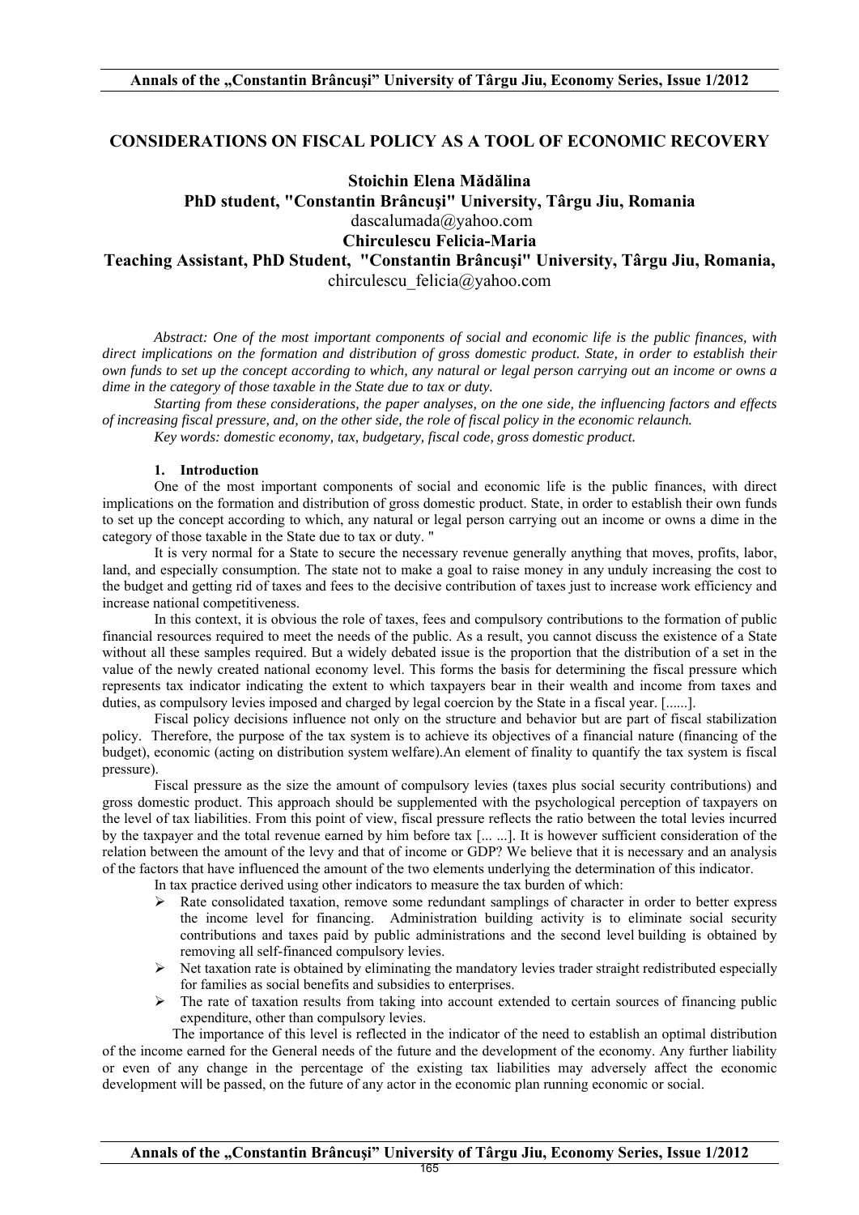# CONSIDERATIONS ON FISCAL POLICY AS A TOOL OF ECONOMIC RECOVERY

**Stoichin Elena Mădălina**
**PhD student, "Constantin Brâncuşi" University, Târgu Jiu, Romania**
dascalumada@yahoo.com
**Chirculescu Felicia-Maria**
**Teaching Assistant, PhD Student, "Constantin Brâncuşi" University, Târgu Jiu, Romania,**
chirculescu_felicia@yahoo.com

*Abstract: One of the most important components of social and economic life is the public finances, with direct implications on the formation and distribution of gross domestic product. State, in order to establish their own funds to set up the concept according to which, any natural or legal person carrying out an income or owns a dime in the category of those taxable in the State due to tax or duty.*

*Starting from these considerations, the paper analyses, on the one side, the influencing factors and effects of increasing fiscal pressure, and, on the other side, the role of fiscal policy in the economic relaunch.*

*Key words: domestic economy, tax, budgetary, fiscal code, gross domestic product.*

## 1. Introduction

One of the most important components of social and economic life is the public finances, with direct implications on the formation and distribution of gross domestic product. State, in order to establish their own funds to set up the concept according to which, any natural or legal person carrying out an income or owns a dime in the category of those taxable in the State due to tax or duty. "

It is very normal for a State to secure the necessary revenue generally anything that moves, profits, labor, land, and especially consumption. The state not to make a goal to raise money in any unduly increasing the cost to the budget and getting rid of taxes and fees to the decisive contribution of taxes just to increase work efficiency and increase national competitiveness.

In this context, it is obvious the role of taxes, fees and compulsory contributions to the formation of public financial resources required to meet the needs of the public. As a result, you cannot discuss the existence of a State without all these samples required. But a widely debated issue is the proportion that the distribution of a set in the value of the newly created national economy level. This forms the basis for determining the fiscal pressure which represents tax indicator indicating the extent to which taxpayers bear in their wealth and income from taxes and duties, as compulsory levies imposed and charged by legal coercion by the State in a fiscal year. [......].

Fiscal policy decisions influence not only on the structure and behavior but are part of fiscal stabilization policy. Therefore, the purpose of the tax system is to achieve its objectives of a financial nature (financing of the budget), economic (acting on distribution system welfare).An element of finality to quantify the tax system is fiscal pressure).

Fiscal pressure as the size the amount of compulsory levies (taxes plus social security contributions) and gross domestic product. This approach should be supplemented with the psychological perception of taxpayers on the level of tax liabilities. From this point of view, fiscal pressure reflects the ratio between the total levies incurred by the taxpayer and the total revenue earned by him before tax [... ...]. It is however sufficient consideration of the relation between the amount of the levy and that of income or GDP? We believe that it is necessary and an analysis of the factors that have influenced the amount of the two elements underlying the determination of this indicator.

In tax practice derived using other indicators to measure the tax burden of which:

- Rate consolidated taxation, remove some redundant samplings of character in order to better express the income level for financing. Administration building activity is to eliminate social security contributions and taxes paid by public administrations and the second level building is obtained by removing all self-financed compulsory levies.
- Net taxation rate is obtained by eliminating the mandatory levies trader straight redistributed especially for families as social benefits and subsidies to enterprises.
- The rate of taxation results from taking into account extended to certain sources of financing public expenditure, other than compulsory levies.

The importance of this level is reflected in the indicator of the need to establish an optimal distribution of the income earned for the General needs of the future and the development of the economy. Any further liability or even of any change in the percentage of the existing tax liabilities may adversely affect the economic development will be passed, on the future of any actor in the economic plan running economic or social.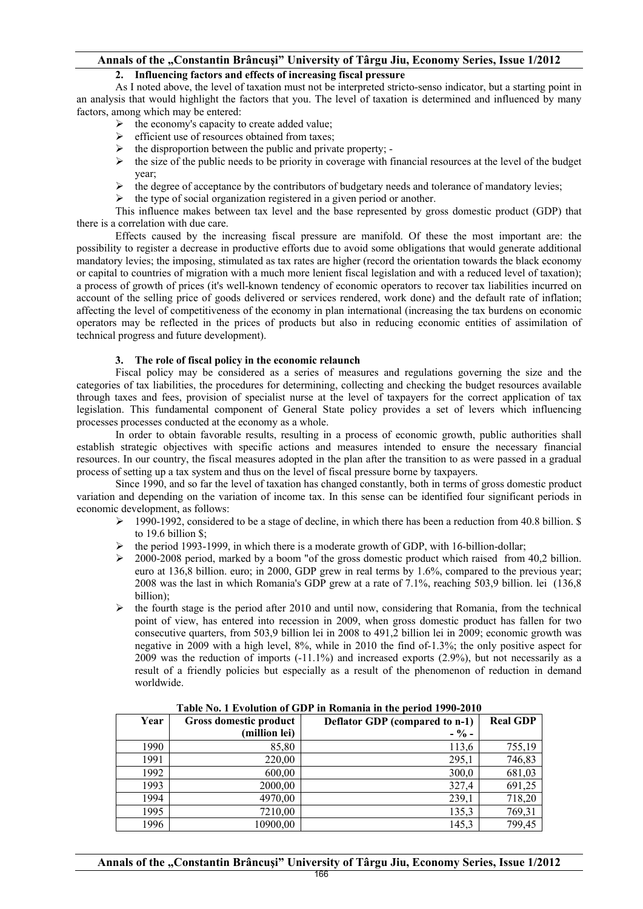## 2. Influencing factors and effects of increasing fiscal pressure

As I noted above, the level of taxation must not be interpreted stricto-senso indicator, but a starting point in an analysis that would highlight the factors that you. The level of taxation is determined and influenced by many factors, among which may be entered:

- the economy's capacity to create added value;
- efficient use of resources obtained from taxes;
- the disproportion between the public and private property; -
- the size of the public needs to be priority in coverage with financial resources at the level of the budget year;
- the degree of acceptance by the contributors of budgetary needs and tolerance of mandatory levies;
- the type of social organization registered in a given period or another.

This influence makes between tax level and the base represented by gross domestic product (GDP) that there is a correlation with due care.

Effects caused by the increasing fiscal pressure are manifold. Of these the most important are: the possibility to register a decrease in productive efforts due to avoid some obligations that would generate additional mandatory levies; the imposing, stimulated as tax rates are higher (record the orientation towards the black economy or capital to countries of migration with a much more lenient fiscal legislation and with a reduced level of taxation); a process of growth of prices (it's well-known tendency of economic operators to recover tax liabilities incurred on account of the selling price of goods delivered or services rendered, work done) and the default rate of inflation; affecting the level of competitiveness of the economy in plan international (increasing the tax burdens on economic operators may be reflected in the prices of products but also in reducing economic entities of assimilation of technical progress and future development).

## 3. The role of fiscal policy in the economic relaunch

Fiscal policy may be considered as a series of measures and regulations governing the size and the categories of tax liabilities, the procedures for determining, collecting and checking the budget resources available through taxes and fees, provision of specialist nurse at the level of taxpayers for the correct application of tax legislation. This fundamental component of General State policy provides a set of levers which influencing processes processes conducted at the economy as a whole.

In order to obtain favorable results, resulting in a process of economic growth, public authorities shall establish strategic objectives with specific actions and measures intended to ensure the necessary financial resources. In our country, the fiscal measures adopted in the plan after the transition to as were passed in a gradual process of setting up a tax system and thus on the level of fiscal pressure borne by taxpayers.

Since 1990, and so far the level of taxation has changed constantly, both in terms of gross domestic product variation and depending on the variation of income tax. In this sense can be identified four significant periods in economic development, as follows:

- 1990-1992, considered to be a stage of decline, in which there has been a reduction from 40.8 billion. $ to 19.6 billion $;
- the period 1993-1999, in which there is a moderate growth of GDP, with 16-billion-dollar;
- 2000-2008 period, marked by a boom "of the gross domestic product which raised from 40,2 billion. euro at 136,8 billion. euro; in 2000, GDP grew in real terms by 1.6%, compared to the previous year; 2008 was the last in which Romania's GDP grew at a rate of 7.1%, reaching 503,9 billion. lei (136,8 billion);
- the fourth stage is the period after 2010 and until now, considering that Romania, from the technical point of view, has entered into recession in 2009, when gross domestic product has fallen for two consecutive quarters, from 503,9 billion lei in 2008 to 491,2 billion lei in 2009; economic growth was negative in 2009 with a high level, 8%, while in 2010 the find of-1.3%; the only positive aspect for 2009 was the reduction of imports (-11.1%) and increased exports (2.9%), but not necessarily as a result of a friendly policies but especially as a result of the phenomenon of reduction in demand worldwide.

**Table No. 1 Evolution of GDP in Romania in the period 1990-2010**

| Year | Gross domestic product (million lei) | Deflator GDP (compared to n-1) - % - | Real GDP |
|---|---|---|---|
| 1990 | 85,80 | 113,6 | 755,19 |
| 1991 | 220,00 | 295,1 | 746,83 |
| 1992 | 600,00 | 300,0 | 681,03 |
| 1993 | 2000,00 | 327,4 | 691,25 |
| 1994 | 4970,00 | 239,1 | 718,20 |
| 1995 | 7210,00 | 135,3 | 769,31 |
| 1996 | 10900,00 | 145,3 | 799,45 |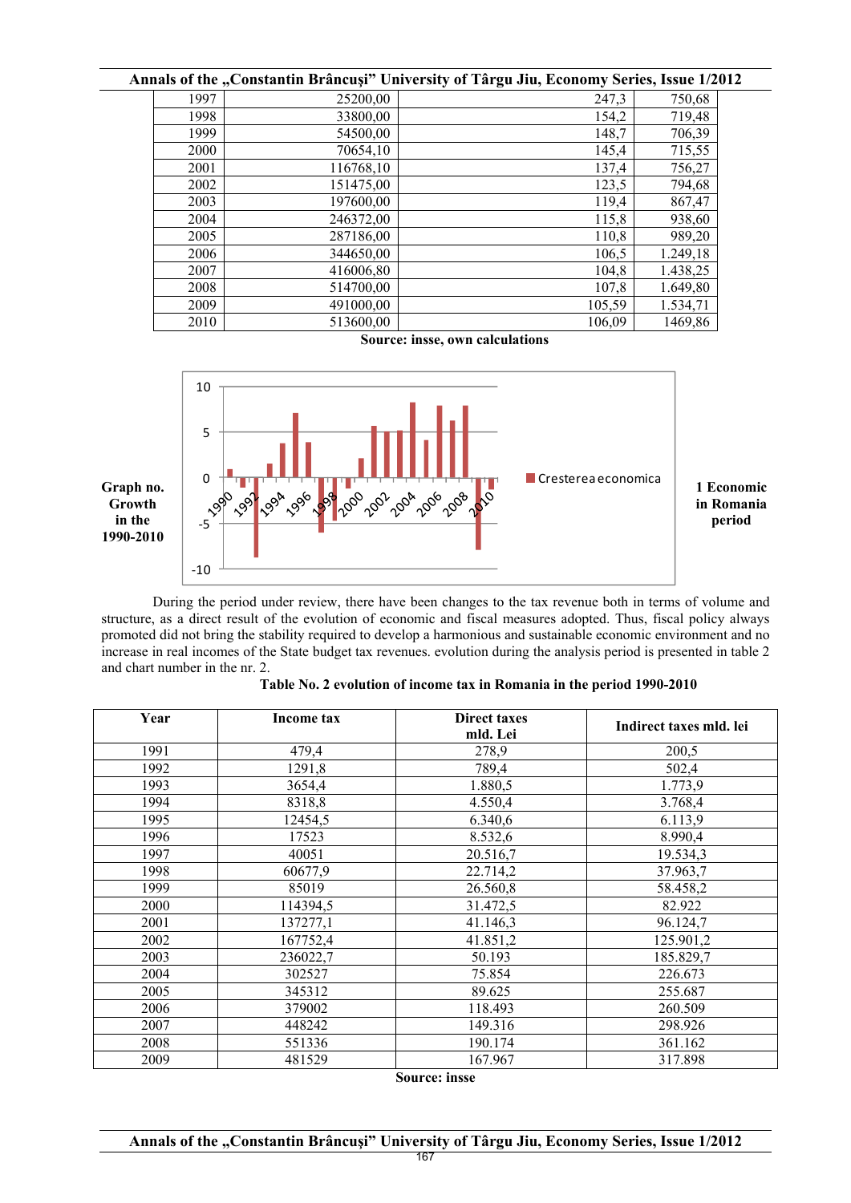| | | | |
|---|---|---|---|
| 1997 | 25200,00 | 247,3 | 750,68 |
| 1998 | 33800,00 | 154,2 | 719,48 |
| 1999 | 54500,00 | 148,7 | 706,39 |
| 2000 | 70654,10 | 145,4 | 715,55 |
| 2001 | 116768,10 | 137,4 | 756,27 |
| 2002 | 151475,00 | 123,5 | 794,68 |
| 2003 | 197600,00 | 119,4 | 867,47 |
| 2004 | 246372,00 | 115,8 | 938,60 |
| 2005 | 287186,00 | 110,8 | 989,20 |
| 2006 | 344650,00 | 106,5 | 1.249,18 |
| 2007 | 416006,80 | 104,8 | 1.438,25 |
| 2008 | 514700,00 | 107,8 | 1.649,80 |
| 2009 | 491000,00 | 105,59 | 1.534,71 |
| 2010 | 513600,00 | 106,09 | 1469,86 |

**Source: insse, own calculations**

**Graph no. 1 Economic Growth in Romania in the 1990-2010 period**

During the period under review, there have been changes to the tax revenue both in terms of volume and structure, as a direct result of the evolution of economic and fiscal measures adopted. Thus, fiscal policy always promoted did not bring the stability required to develop a harmonious and sustainable economic environment and no increase in real incomes of the State budget tax revenues. evolution during the analysis period is presented in table 2 and chart number in the nr. 2.

**Table No. 2 evolution of income tax in Romania in the period 1990-2010**

| Year | Income tax | Direct taxes mld. Lei | Indirect taxes mld. lei |
|---|---|---|---|
| 1991 | 479,4 | 278,9 | 200,5 |
| 1992 | 1291,8 | 789,4 | 502,4 |
| 1993 | 3654,4 | 1.880,5 | 1.773,9 |
| 1994 | 8318,8 | 4.550,4 | 3.768,4 |
| 1995 | 12454,5 | 6.340,6 | 6.113,9 |
| 1996 | 17523 | 8.532,6 | 8.990,4 |
| 1997 | 40051 | 20.516,7 | 19.534,3 |
| 1998 | 60677,9 | 22.714,2 | 37.963,7 |
| 1999 | 85019 | 26.560,8 | 58.458,2 |
| 2000 | 114394,5 | 31.472,5 | 82.922 |
| 2001 | 137277,1 | 41.146,3 | 96.124,7 |
| 2002 | 167752,4 | 41.851,2 | 125.901,2 |
| 2003 | 236022,7 | 50.193 | 185.829,7 |
| 2004 | 302527 | 75.854 | 226.673 |
| 2005 | 345312 | 89.625 | 255.687 |
| 2006 | 379002 | 118.493 | 260.509 |
| 2007 | 448242 | 149.316 | 298.926 |
| 2008 | 551336 | 190.174 | 361.162 |
| 2009 | 481529 | 167.967 | 317.898 |

**Source: insse**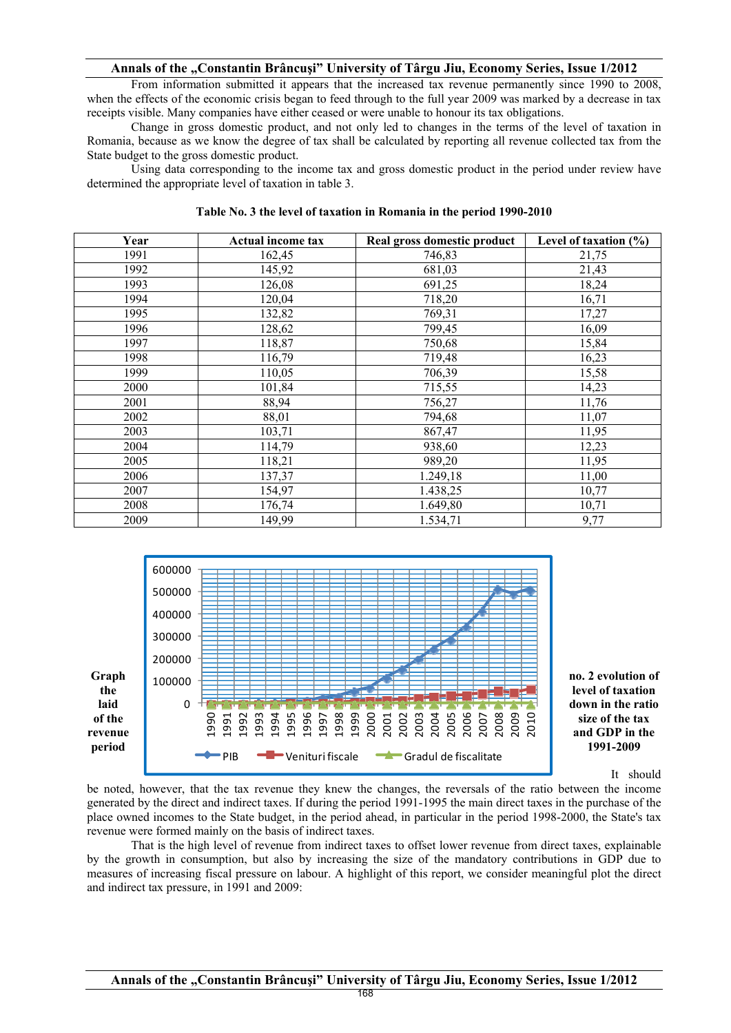From information submitted it appears that the increased tax revenue permanently since 1990 to 2008, when the effects of the economic crisis began to feed through to the full year 2009 was marked by a decrease in tax receipts visible. Many companies have either ceased or were unable to honour its tax obligations.

Change in gross domestic product, and not only led to changes in the terms of the level of taxation in Romania, because as we know the degree of tax shall be calculated by reporting all revenue collected tax from the State budget to the gross domestic product.

Using data corresponding to the income tax and gross domestic product in the period under review have determined the appropriate level of taxation in table 3.

**Table No. 3 the level of taxation in Romania in the period 1990-2010**

| Year | Actual income tax | Real gross domestic product | Level of taxation (%) |
|---|---|---|---|
| 1991 | 162,45 | 746,83 | 21,75 |
| 1992 | 145,92 | 681,03 | 21,43 |
| 1993 | 126,08 | 691,25 | 18,24 |
| 1994 | 120,04 | 718,20 | 16,71 |
| 1995 | 132,82 | 769,31 | 17,27 |
| 1996 | 128,62 | 799,45 | 16,09 |
| 1997 | 118,87 | 750,68 | 15,84 |
| 1998 | 116,79 | 719,48 | 16,23 |
| 1999 | 110,05 | 706,39 | 15,58 |
| 2000 | 101,84 | 715,55 | 14,23 |
| 2001 | 88,94 | 756,27 | 11,76 |
| 2002 | 88,01 | 794,68 | 11,07 |
| 2003 | 103,71 | 867,47 | 11,95 |
| 2004 | 114,79 | 938,60 | 12,23 |
| 2005 | 118,21 | 989,20 | 11,95 |
| 2006 | 137,37 | 1.249,18 | 11,00 |
| 2007 | 154,97 | 1.438,25 | 10,77 |
| 2008 | 176,74 | 1.649,80 | 10,71 |
| 2009 | 149,99 | 1.534,71 | 9,77 |

**Graph the laid of the revenue period no. 2 evolution of level of taxation down in the ratio size of the tax and GDP in the 1991-2009**

It should be noted, however, that the tax revenue they knew the changes, the reversals of the ratio between the income generated by the direct and indirect taxes. If during the period 1991-1995 the main direct taxes in the purchase of the place owned incomes to the State budget, in the period ahead, in particular in the period 1998-2000, the State's tax revenue were formed mainly on the basis of indirect taxes.

That is the high level of revenue from indirect taxes to offset lower revenue from direct taxes, explainable by the growth in consumption, but also by increasing the size of the mandatory contributions in GDP due to measures of increasing fiscal pressure on labour. A highlight of this report, we consider meaningful plot the direct and indirect tax pressure, in 1991 and 2009: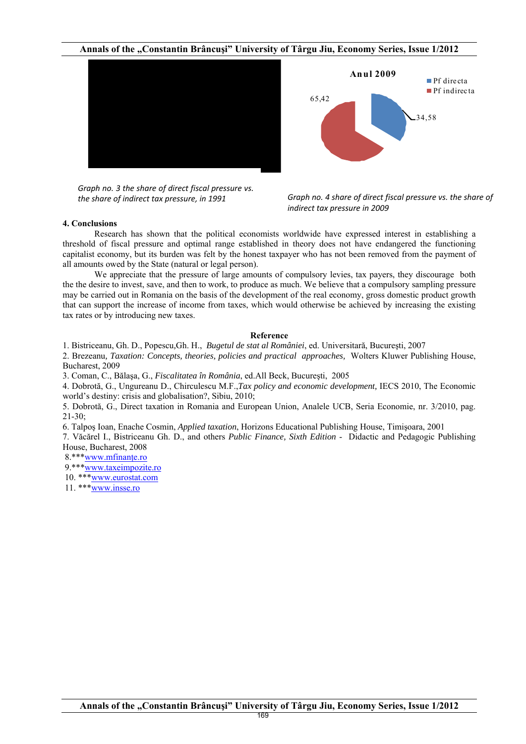Anul 2009

Pf directa

Pf indirecta

65,42

34,58

*Graph no. 3 the share of direct fiscal pressure vs. the share of indirect tax pressure, in 1991*

*Graph no. 4 share of direct fiscal pressure vs. the share of indirect tax pressure in 2009*

**4. Conclusions**

Research has shown that the political economists worldwide have expressed interest in establishing a threshold of fiscal pressure and optimal range established in theory does not have endangered the functioning capitalist economy, but its burden was felt by the honest taxpayer who has not been removed from the payment of all amounts owed by the State (natural or legal person).

We appreciate that the pressure of large amounts of compulsory levies, tax payers, they discourage both the the desire to invest, save, and then to work, to produce as much. We believe that a compulsory sampling pressure may be carried out in Romania on the basis of the development of the real economy, gross domestic product growth that can support the increase of income from taxes, which would otherwise be achieved by increasing the existing tax rates or by introducing new taxes.

**Reference**

1. Bistriceanu, Gh. D., Popescu,Gh. H., *Bugetul de stat al României*, ed. Universitară, Bucureşti, 2007
2. Brezeanu, *Taxation: Concepts, theories, policies and practical approaches,* Wolters Kluwer Publishing House, Bucharest, 2009
3. Coman, C., Bălaşa, G., *Fiscalitatea în România*, ed.All Beck, Bucureşti, 2005
4. Dobrotă, G., Ungureanu D., Chirculescu M.F.,*Tax policy and economic development,* IECS 2010, The Economic world's destiny: crisis and globalisation?, Sibiu, 2010;
5. Dobrotă, G., Direct taxation in Romania and European Union, Analele UCB, Seria Economie, nr. 3/2010, pag. 21-30;
6. Talpoş Ioan, Enache Cosmin, *Applied taxation*, Horizons Educational Publishing House, Timişoara, 2001
7. Văcărel I., Bistriceanu Gh. D., and others *Public Finance, Sixth Edition -* Didactic and Pedagogic Publishing House, Bucharest, 2008
8. ***www.mfinanţe.ro
9. ***www.taxeimpozite.ro
10. ***www.eurostat.com
11. ***www.insse.ro